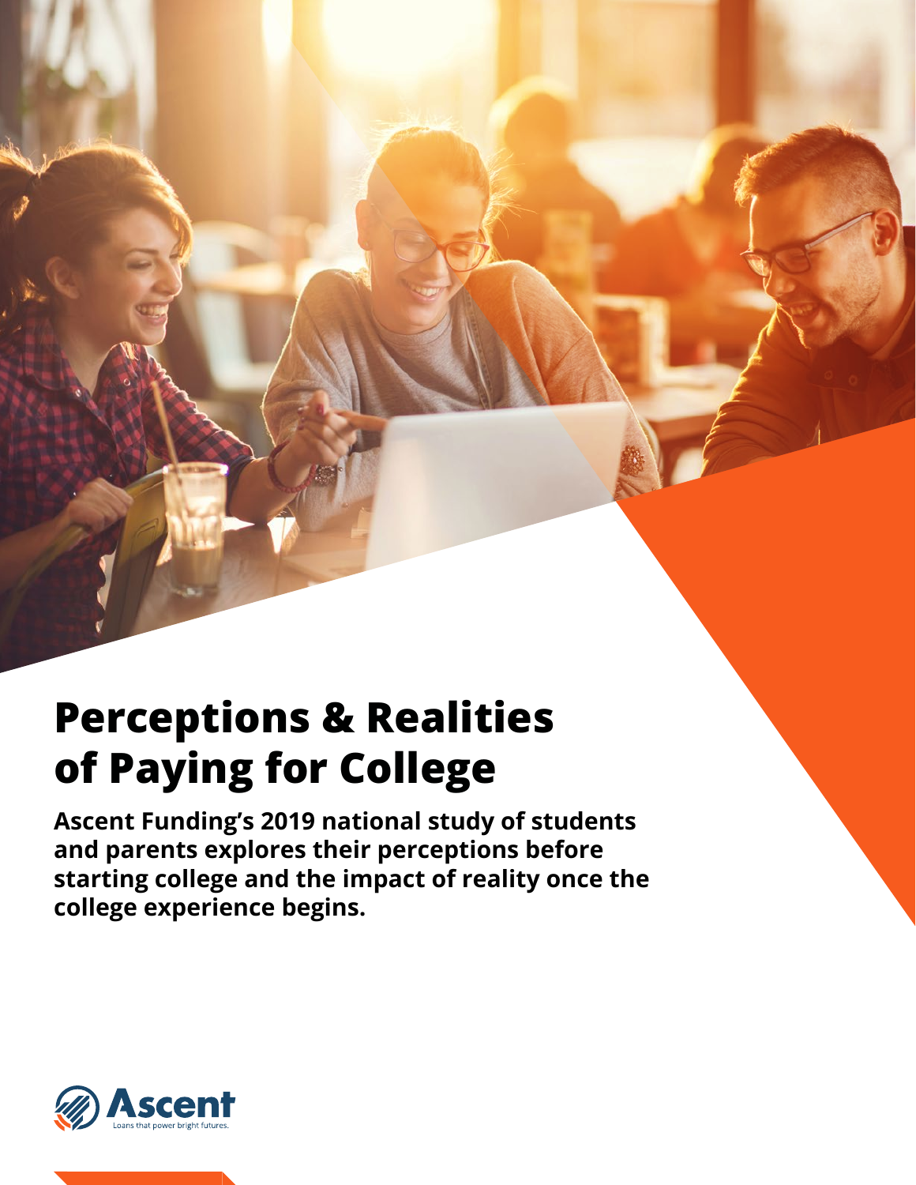# Perceptions & Realities of Paying for College

**Ascent Funding's 2019 national study of students and parents explores their perceptions before starting college and the impact of reality once the college experience begins.**

Ascent

Loans that power bright futures.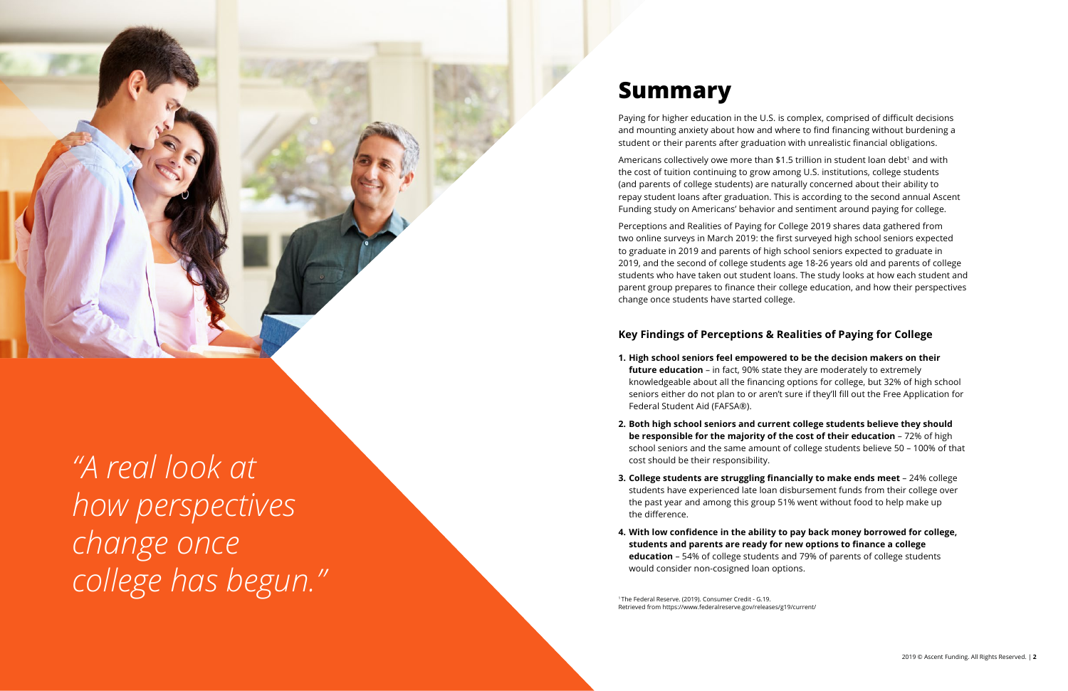*"A real look at how perspectives change once college has begun."*

# Summary

Paying for higher education in the U.S. is complex, comprised of difficult decisions and mounting anxiety about how and where to find financing without burdening a student or their parents after graduation with unrealistic financial obligations.

Americans collectively owe more than $1.5 trillion in student loan debt[1] and with the cost of tuition continuing to grow among U.S. institutions, college students (and parents of college students) are naturally concerned about their ability to repay student loans after graduation. This is according to the second annual Ascent Funding study on Americans' behavior and sentiment around paying for college.

Perceptions and Realities of Paying for College 2019 shares data gathered from two online surveys in March 2019: the first surveyed high school seniors expected to graduate in 2019 and parents of high school seniors expected to graduate in 2019, and the second of college students age 18-26 years old and parents of college students who have taken out student loans. The study looks at how each student and parent group prepares to finance their college education, and how their perspectives change once students have started college.

## Key Findings of Perceptions & Realities of Paying for College

1. **High school seniors feel empowered to be the decision makers on their future education** – in fact, 90% state they are moderately to extremely knowledgeable about all the financing options for college, but 32% of high school seniors either do not plan to or aren't sure if they'll fill out the Free Application for Federal Student Aid (FAFSA®).
2. **Both high school seniors and current college students believe they should be responsible for the majority of the cost of their education** – 72% of high school seniors and the same amount of college students believe 50 – 100% of that cost should be their responsibility.
3. **College students are struggling financially to make ends meet** – 24% college students have experienced late loan disbursement funds from their college over the past year and among this group 51% went without food to help make up the difference.
4. **With low confidence in the ability to pay back money borrowed for college, students and parents are ready for new options to finance a college education** – 54% of college students and 79% of parents of college students would consider non-cosigned loan options.

[1] The Federal Reserve. (2019). Consumer Credit - G.19. Retrieved from https://www.federalreserve.gov/releases/g19/current/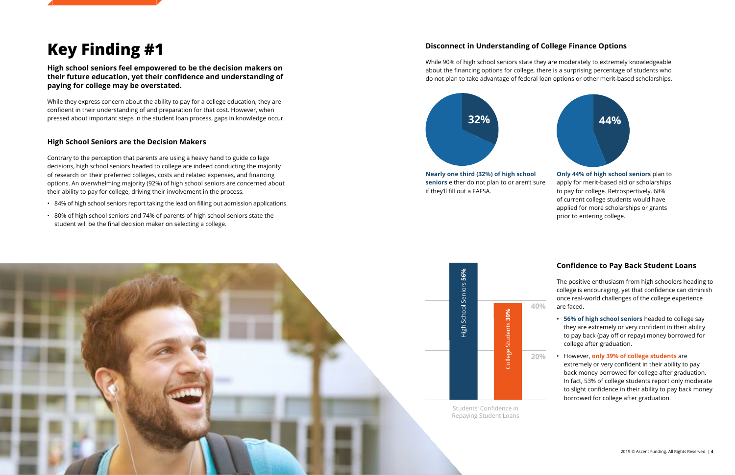# Key Finding #1

**High school seniors feel empowered to be the decision makers on their future education, yet their confidence and understanding of paying for college may be overstated.**

While they express concern about the ability to pay for a college education, they are confident in their understanding of and preparation for that cost. However, when pressed about important steps in the student loan process, gaps in knowledge occur.

### High School Seniors are the Decision Makers

Contrary to the perception that parents are using a heavy hand to guide college decisions, high school seniors headed to college are indeed conducting the majority of research on their preferred colleges, costs and related expenses, and financing options. An overwhelming majority (92%) of high school seniors are concerned about their ability to pay for college, driving their involvement in the process.

- 84% of high school seniors report taking the lead on filling out admission applications.
- 80% of high school seniors and 74% of parents of high school seniors state the student will be the final decision maker on selecting a college.

### Disconnect in Understanding of College Finance Options

While 90% of high school seniors state they are moderately to extremely knowledgeable about the financing options for college, there is a surprising percentage of students who do not plan to take advantage of federal loan options or other merit-based scholarships.

32%

**Nearly one third (32%) of high school seniors** either do not plan to or aren't sure if they'll fill out a FAFSA.

44%

**Only 44% of high school seniors** plan to apply for merit-based aid or scholarships to pay for college. Retrospectively, 68% of current college students would have applied for more scholarships or grants prior to entering college.

High School Seniors **56%**

College Students **39%**

40%

20%

Students' Confidence in Repaying Student Loans

### Confidence to Pay Back Student Loans

The positive enthusiasm from high schoolers heading to college is encouraging, yet that confidence can diminish once real-world challenges of the college experience are faced.

- **56% of high school seniors** headed to college say they are extremely or very confident in their ability to pay back (pay off or repay) money borrowed for college after graduation.
- However, **only 39% of college students** are extremely or very confident in their ability to pay back money borrowed for college after graduation. In fact, 53% of college students report only moderate to slight confidence in their ability to pay back money borrowed for college after graduation.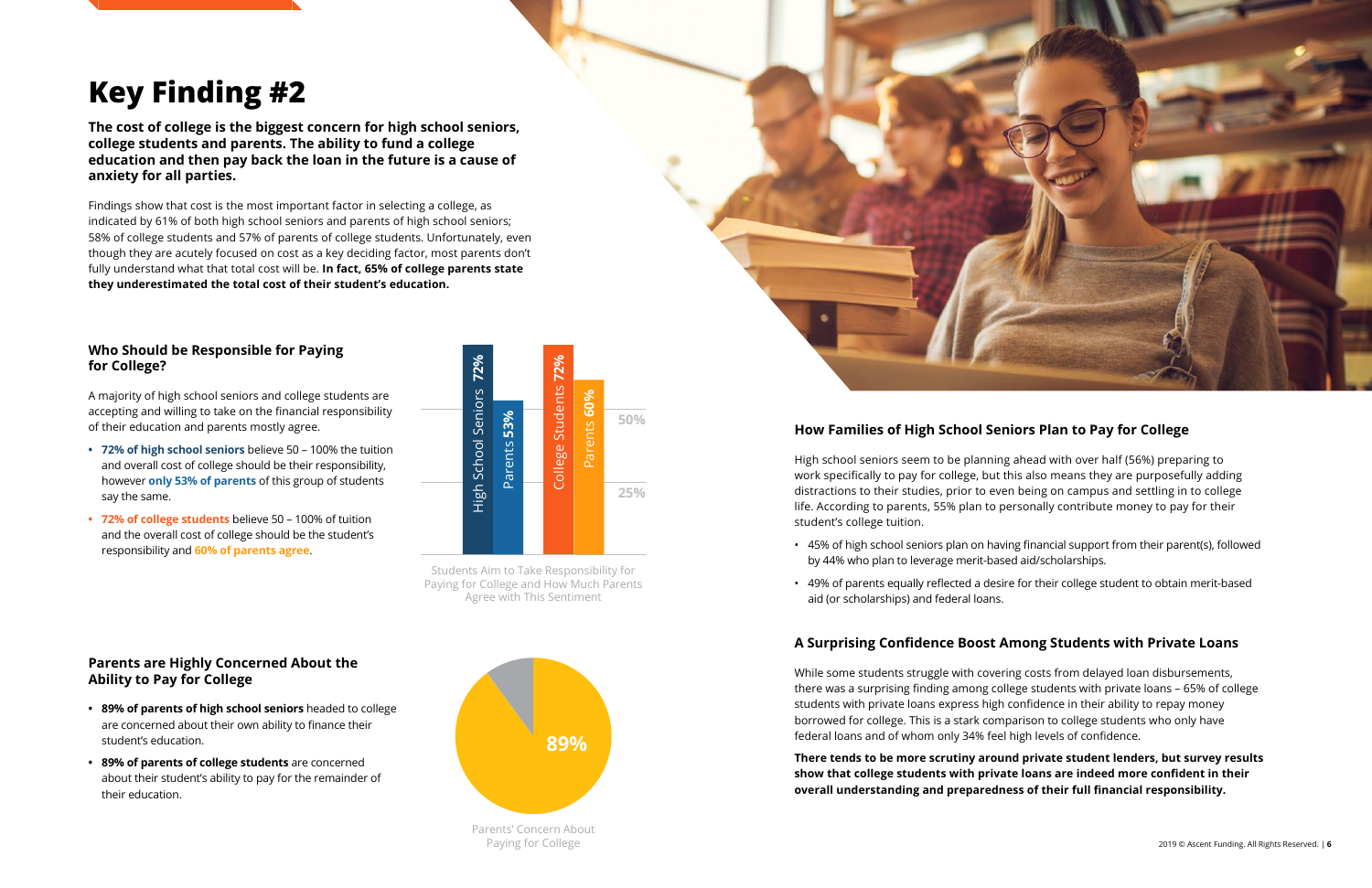# Key Finding #2

**The cost of college is the biggest concern for high school seniors, college students and parents. The ability to fund a college education and then pay back the loan in the future is a cause of anxiety for all parties.**

Findings show that cost is the most important factor in selecting a college, as indicated by 61% of both high school seniors and parents of high school seniors; 58% of college students and 57% of parents of college students. Unfortunately, even though they are acutely focused on cost as a key deciding factor, most parents don't fully understand what that total cost will be. **In fact, 65% of college parents state they underestimated the total cost of their student's education.**

### Who Should be Responsible for Paying for College?

A majority of high school seniors and college students are accepting and willing to take on the financial responsibility of their education and parents mostly agree.

- **72% of high school seniors** believe 50 – 100% the tuition and overall cost of college should be their responsibility, however **only 53% of parents** of this group of students say the same.
- **72% of college students** believe 50 – 100% of tuition and the overall cost of college should be the student's responsibility and **60% of parents agree**.

| | High School Seniors | Parents | College Students | Parents |
|---|---|---|---|---|
| Percentage | 72% | 53% | 72% | 60% |

Students Aim to Take Responsibility for Paying for College and How Much Parents Agree with This Sentiment

### Parents are Highly Concerned About the Ability to Pay for College

- **89% of parents of high school seniors** headed to college are concerned about their own ability to finance their student's education.
- **89% of parents of college students** are concerned about their student's ability to pay for the remainder of their education.

89%

Parents' Concern About Paying for College

### How Families of High School Seniors Plan to Pay for College

High school seniors seem to be planning ahead with over half (56%) preparing to work specifically to pay for college, but this also means they are purposefully adding distractions to their studies, prior to even being on campus and settling in to college life. According to parents, 55% plan to personally contribute money to pay for their student's college tuition.

- 45% of high school seniors plan on having financial support from their parent(s), followed by 44% who plan to leverage merit-based aid/scholarships.
- 49% of parents equally reflected a desire for their college student to obtain merit-based aid (or scholarships) and federal loans.

### A Surprising Confidence Boost Among Students with Private Loans

While some students struggle with covering costs from delayed loan disbursements, there was a surprising finding among college students with private loans – 65% of college students with private loans express high confidence in their ability to repay money borrowed for college. This is a stark comparison to college students who only have federal loans and of whom only 34% feel high levels of confidence.

**There tends to be more scrutiny around private student lenders, but survey results show that college students with private loans are indeed more confident in their overall understanding and preparedness of their full financial responsibility.**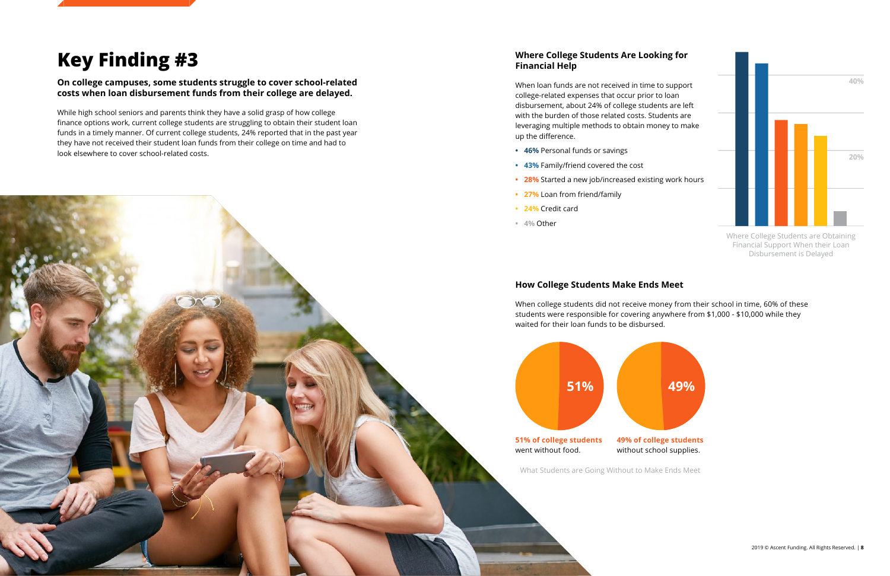# Key Finding #3

**On college campuses, some students struggle to cover school-related costs when loan disbursement funds from their college are delayed.**

While high school seniors and parents think they have a solid grasp of how college finance options work, current college students are struggling to obtain their student loan funds in a timely manner. Of current college students, 24% reported that in the past year they have not received their student loan funds from their college on time and had to look elsewhere to cover school-related costs.

## Where College Students Are Looking for Financial Help

When loan funds are not received in time to support college-related expenses that occur prior to loan disbursement, about 24% of college students are left with the burden of those related costs. Students are leveraging multiple methods to obtain money to make up the difference.

- **46%** Personal funds or savings
- **43%** Family/friend covered the cost
- **28%** Started a new job/increased existing work hours
- **27%** Loan from friend/family
- **24%** Credit card
- **4%** Other

Where College Students are Obtaining Financial Support When their Loan Disbursement is Delayed

## How College Students Make Ends Meet

When college students did not receive money from their school in time, 60% of these students were responsible for covering anywhere from $1,000 - $10,000 while they waited for their loan funds to be disbursed.

**51% of college students** went without food.

**49% of college students** without school supplies.

What Students are Going Without to Make Ends Meet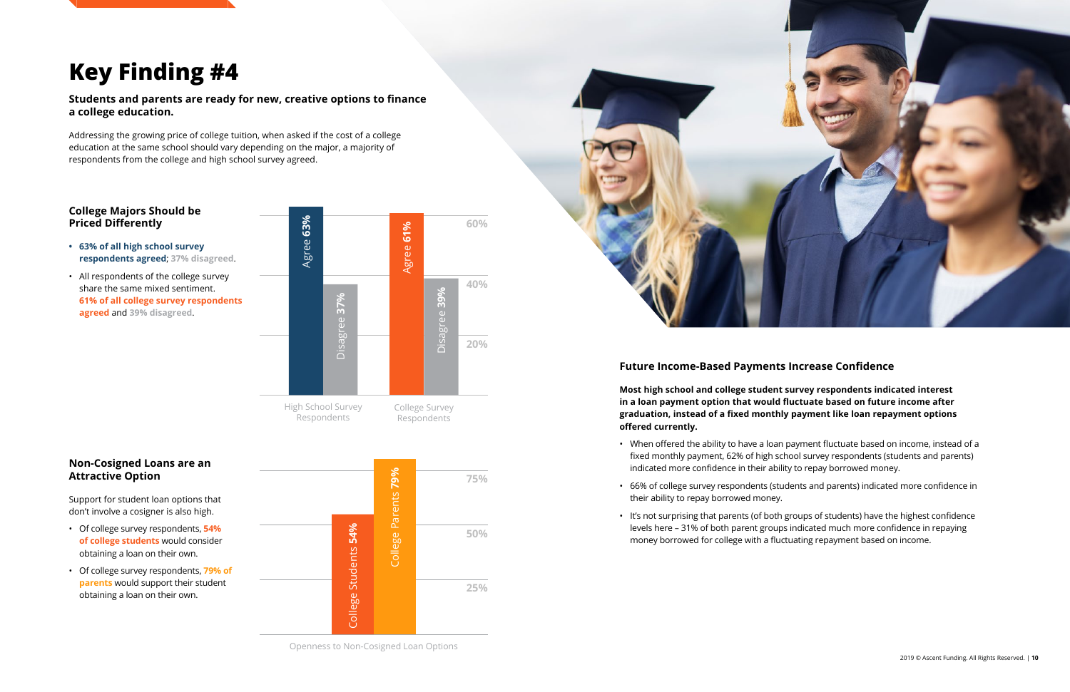# Key Finding #4

**Students and parents are ready for new, creative options to finance a college education.**

Addressing the growing price of college tuition, when asked if the cost of a college education at the same school should vary depending on the major, a majority of respondents from the college and high school survey agreed.

### College Majors Should be Priced Differently

- **63% of all high school survey respondents agreed**; **37% disagreed**.
- All respondents of the college survey share the same mixed sentiment. **61% of all college survey respondents agreed** and **39% disagreed**.

| | Agree | Disagree |
|---|---|---|
| High School Survey Respondents | 63% | 37% |
| College Survey Respondents | 61% | 39% |

### Non-Cosigned Loans are an Attractive Option

Support for student loan options that don't involve a cosigner is also high.

- Of college survey respondents, **54% of college students** would consider obtaining a loan on their own.
- Of college survey respondents, **79% of parents** would support their student obtaining a loan on their own.

Openness to Non-Cosigned Loan Options

| College Students | College Parents |
|---|---|
| 54% | 79% |

### Future Income-Based Payments Increase Confidence

**Most high school and college student survey respondents indicated interest in a loan payment option that would fluctuate based on future income after graduation, instead of a fixed monthly payment like loan repayment options offered currently.**

- When offered the ability to have a loan payment fluctuate based on income, instead of a fixed monthly payment, 62% of high school survey respondents (students and parents) indicated more confidence in their ability to repay borrowed money.
- 66% of college survey respondents (students and parents) indicated more confidence in their ability to repay borrowed money.
- It's not surprising that parents (of both groups of students) have the highest confidence levels here – 31% of both parent groups indicated much more confidence in repaying money borrowed for college with a fluctuating repayment based on income.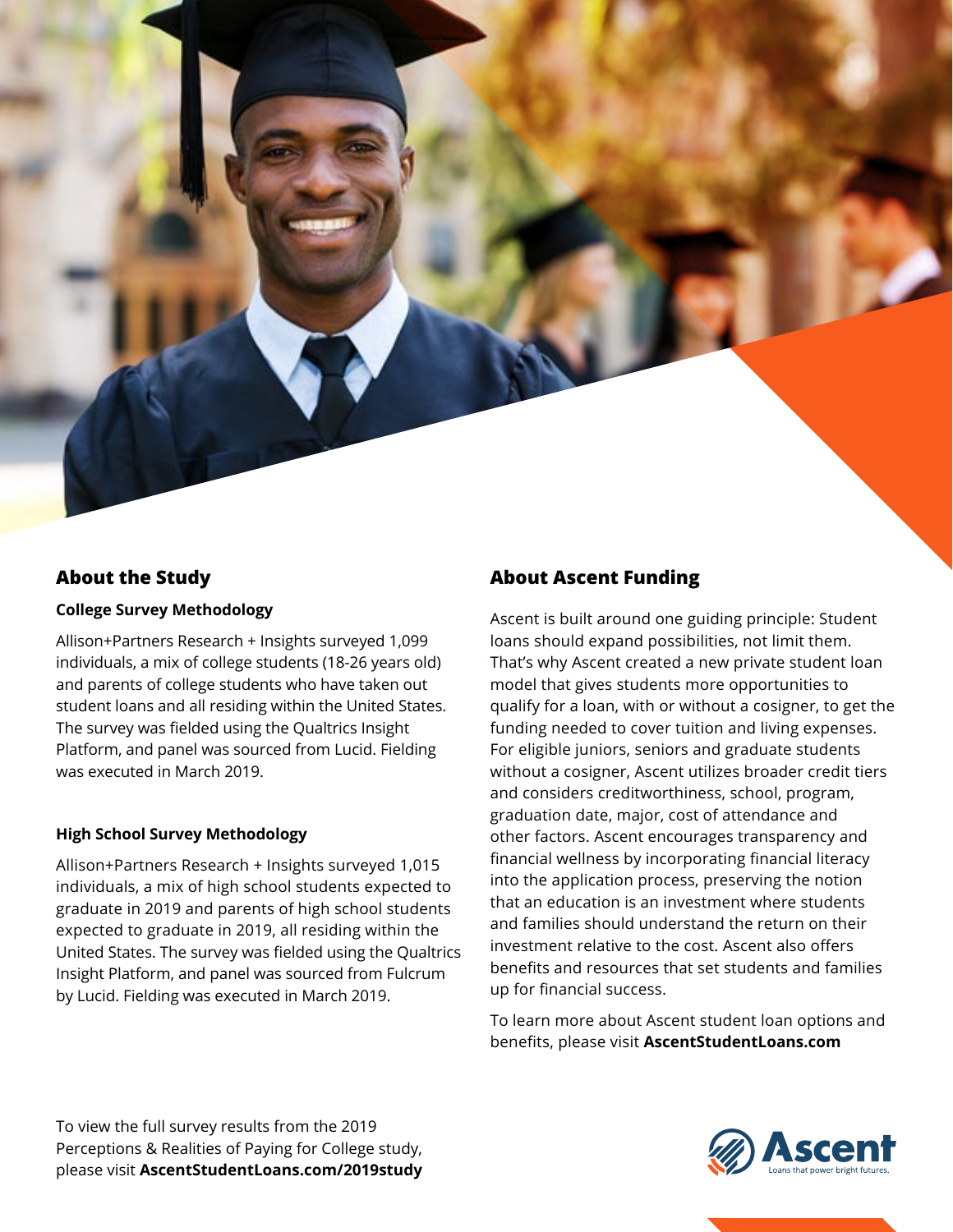## About the Study

### College Survey Methodology

Allison+Partners Research + Insights surveyed 1,099 individuals, a mix of college students (18-26 years old) and parents of college students who have taken out student loans and all residing within the United States. The survey was fielded using the Qualtrics Insight Platform, and panel was sourced from Lucid. Fielding was executed in March 2019.

### High School Survey Methodology

Allison+Partners Research + Insights surveyed 1,015 individuals, a mix of high school students expected to graduate in 2019 and parents of high school students expected to graduate in 2019, all residing within the United States. The survey was fielded using the Qualtrics Insight Platform, and panel was sourced from Fulcrum by Lucid. Fielding was executed in March 2019.

## About Ascent Funding

Ascent is built around one guiding principle: Student loans should expand possibilities, not limit them. That's why Ascent created a new private student loan model that gives students more opportunities to qualify for a loan, with or without a cosigner, to get the funding needed to cover tuition and living expenses. For eligible juniors, seniors and graduate students without a cosigner, Ascent utilizes broader credit tiers and considers creditworthiness, school, program, graduation date, major, cost of attendance and other factors. Ascent encourages transparency and financial wellness by incorporating financial literacy into the application process, preserving the notion that an education is an investment where students and families should understand the return on their investment relative to the cost. Ascent also offers benefits and resources that set students and families up for financial success.

To learn more about Ascent student loan options and benefits, please visit **AscentStudentLoans.com**

To view the full survey results from the 2019 Perceptions & Realities of Paying for College study, please visit **AscentStudentLoans.com/2019study**

Ascent
Loans that power bright futures.